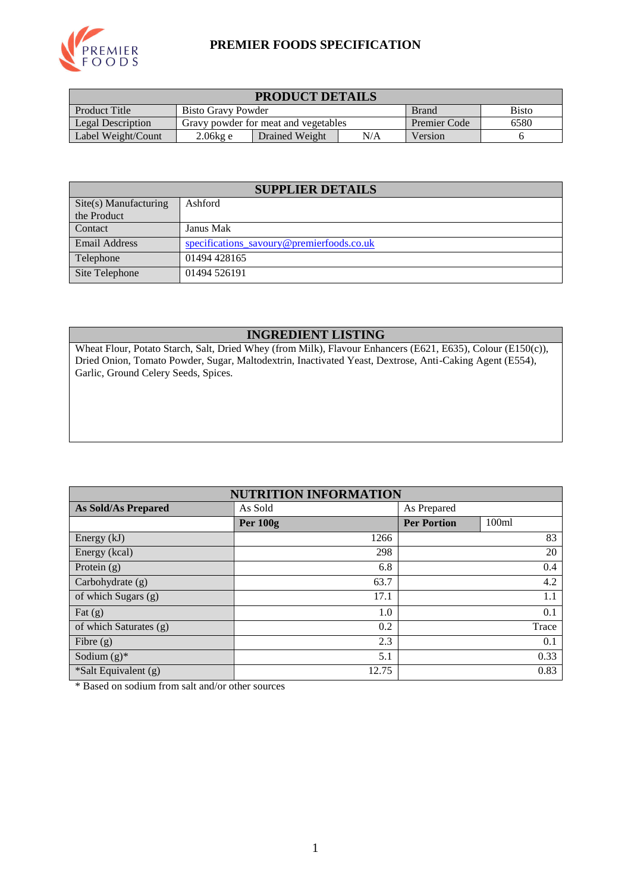# PREMIER FOODS SPECIFICATION

| PRODUCT DETAILS | | | | | |
|---|---|---|---|---|---|
| Product Title | Bisto Gravy Powder | | | Brand | Bisto |
| Legal Description | Gravy powder for meat and vegetables | | | Premier Code | 6580 |
| Label Weight/Count | 2.06kg e | Drained Weight | N/A | Version | 6 |

| SUPPLIER DETAILS | |
|---|---|
| Site(s) Manufacturing the Product | Ashford |
| Contact | Janus Mak |
| Email Address | specifications_savoury@premierfoods.co.uk |
| Telephone | 01494 428165 |
| Site Telephone | 01494 526191 |

## INGREDIENT LISTING

Wheat Flour, Potato Starch, Salt, Dried Whey (from Milk), Flavour Enhancers (E621, E635), Colour (E150(c)), Dried Onion, Tomato Powder, Sugar, Maltodextrin, Inactivated Yeast, Dextrose, Anti-Caking Agent (E554), Garlic, Ground Celery Seeds, Spices.

| NUTRITION INFORMATION | | | |
|---|---|---|---|
| **As Sold/As Prepared** | As Sold | As Prepared | |
| | **Per 100g** | **Per Portion** | 100ml |
| Energy (kJ) | 1266 | 83 | |
| Energy (kcal) | 298 | 20 | |
| Protein (g) | 6.8 | 0.4 | |
| Carbohydrate (g) | 63.7 | 4.2 | |
| of which Sugars (g) | 17.1 | 1.1 | |
| Fat (g) | 1.0 | 0.1 | |
| of which Saturates (g) | 0.2 | Trace | |
| Fibre (g) | 2.3 | 0.1 | |
| Sodium (g)* | 5.1 | 0.33 | |
| *Salt Equivalent (g) | 12.75 | 0.83 | |

* Based on sodium from salt and/or other sources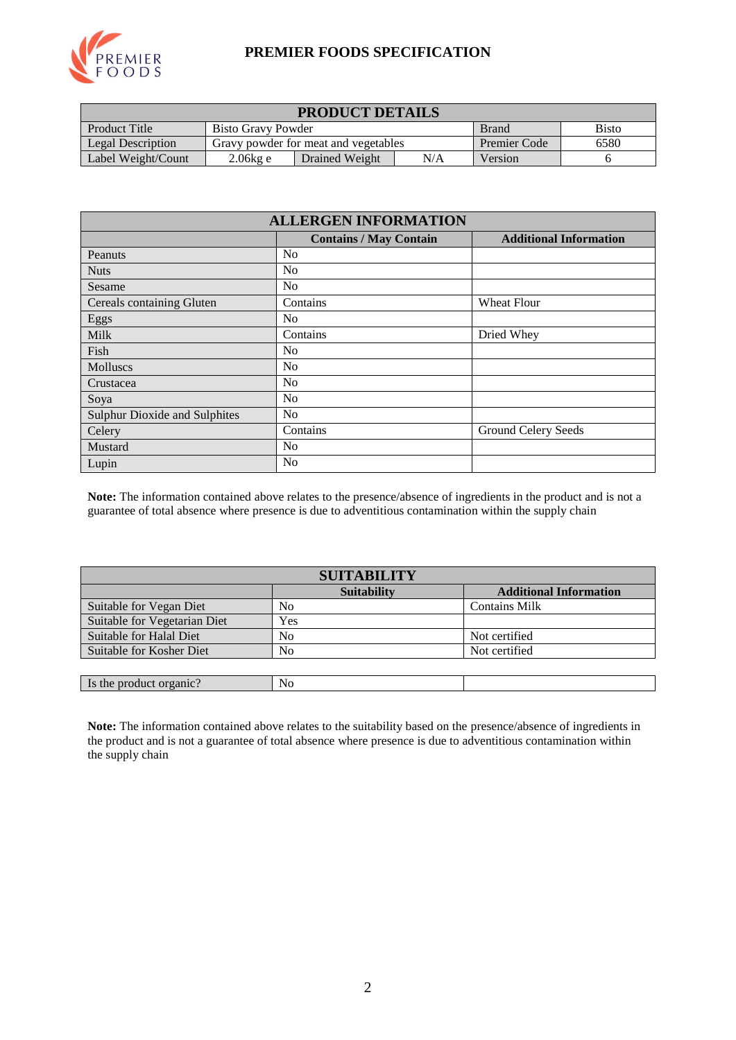# PREMIER FOODS SPECIFICATION

| PRODUCT DETAILS | | | | | |
|---|---|---|---|---|---|
| Product Title | Bisto Gravy Powder | | | Brand | Bisto |
| Legal Description | Gravy powder for meat and vegetables | | | Premier Code | 6580 |
| Label Weight/Count | 2.06kg e | Drained Weight | N/A | Version | 6 |

| ALLERGEN INFORMATION | Contains / May Contain | Additional Information |
|---|---|---|
| Peanuts | No | |
| Nuts | No | |
| Sesame | No | |
| Cereals containing Gluten | Contains | Wheat Flour |
| Eggs | No | |
| Milk | Contains | Dried Whey |
| Fish | No | |
| Molluscs | No | |
| Crustacea | No | |
| Soya | No | |
| Sulphur Dioxide and Sulphites | No | |
| Celery | Contains | Ground Celery Seeds |
| Mustard | No | |
| Lupin | No | |

**Note:** The information contained above relates to the presence/absence of ingredients in the product and is not a guarantee of total absence where presence is due to adventitious contamination within the supply chain

| SUITABILITY | Suitability | Additional Information |
|---|---|---|
| Suitable for Vegan Diet | No | Contains Milk |
| Suitable for Vegetarian Diet | Yes | |
| Suitable for Halal Diet | No | Not certified |
| Suitable for Kosher Diet | No | Not certified |

| Is the product organic? | No | |
|---|---|---|

**Note:** The information contained above relates to the suitability based on the presence/absence of ingredients in the product and is not a guarantee of total absence where presence is due to adventitious contamination within the supply chain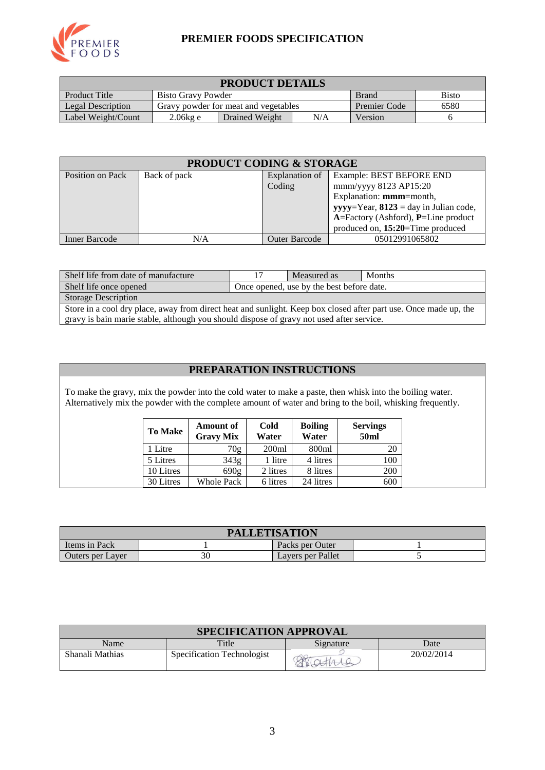# PREMIER FOODS SPECIFICATION

| PRODUCT DETAILS | | | | | |
|---|---|---|---|---|---|
| Product Title | Bisto Gravy Powder | | | Brand | Bisto |
| Legal Description | Gravy powder for meat and vegetables | | | Premier Code | 6580 |
| Label Weight/Count | 2.06kg e | Drained Weight | N/A | Version | 6 |

| PRODUCT CODING & STORAGE | | | |
|---|---|---|---|
| Position on Pack | Back of pack | Explanation of Coding | Example: BEST BEFORE END mmm/yyyy 8123 AP15:20 Explanation: **mmm**=month, **yyyy**=Year, **8123** = day in Julian code, **A**=Factory (Ashford), **P**=Line product produced on, **15:20**=Time produced |
| Inner Barcode | N/A | Outer Barcode | 05012991065802 |

| | | | |
|---|---|---|---|
| Shelf life from date of manufacture | 17 | Measured as | Months |
| Shelf life once opened | Once opened, use by the best before date. | | |
| Storage Description | | | |
| Store in a cool dry place, away from direct heat and sunlight. Keep box closed after part use. Once made up, the gravy is bain marie stable, although you should dispose of gravy not used after service. | | | |

## PREPARATION INSTRUCTIONS

To make the gravy, mix the powder into the cold water to make a paste, then whisk into the boiling water. Alternatively mix the powder with the complete amount of water and bring to the boil, whisking frequently.

| To Make | Amount of Gravy Mix | Cold Water | Boiling Water | Servings 50ml |
|---|---|---|---|---|
| 1 Litre | 70g | 200ml | 800ml | 20 |
| 5 Litres | 343g | 1 litre | 4 litres | 100 |
| 10 Litres | 690g | 2 litres | 8 litres | 200 |
| 30 Litres | Whole Pack | 6 litres | 24 litres | 600 |

| PALLETISATION | | | |
|---|---|---|---|
| Items in Pack | 1 | Packs per Outer | 1 |
| Outers per Layer | 30 | Layers per Pallet | 5 |

| SPECIFICATION APPROVAL | | | |
|---|---|---|---|
| Name | Title | Signature | Date |
| Shanali Mathias | Specification Technologist | SMathias | 20/02/2014 |